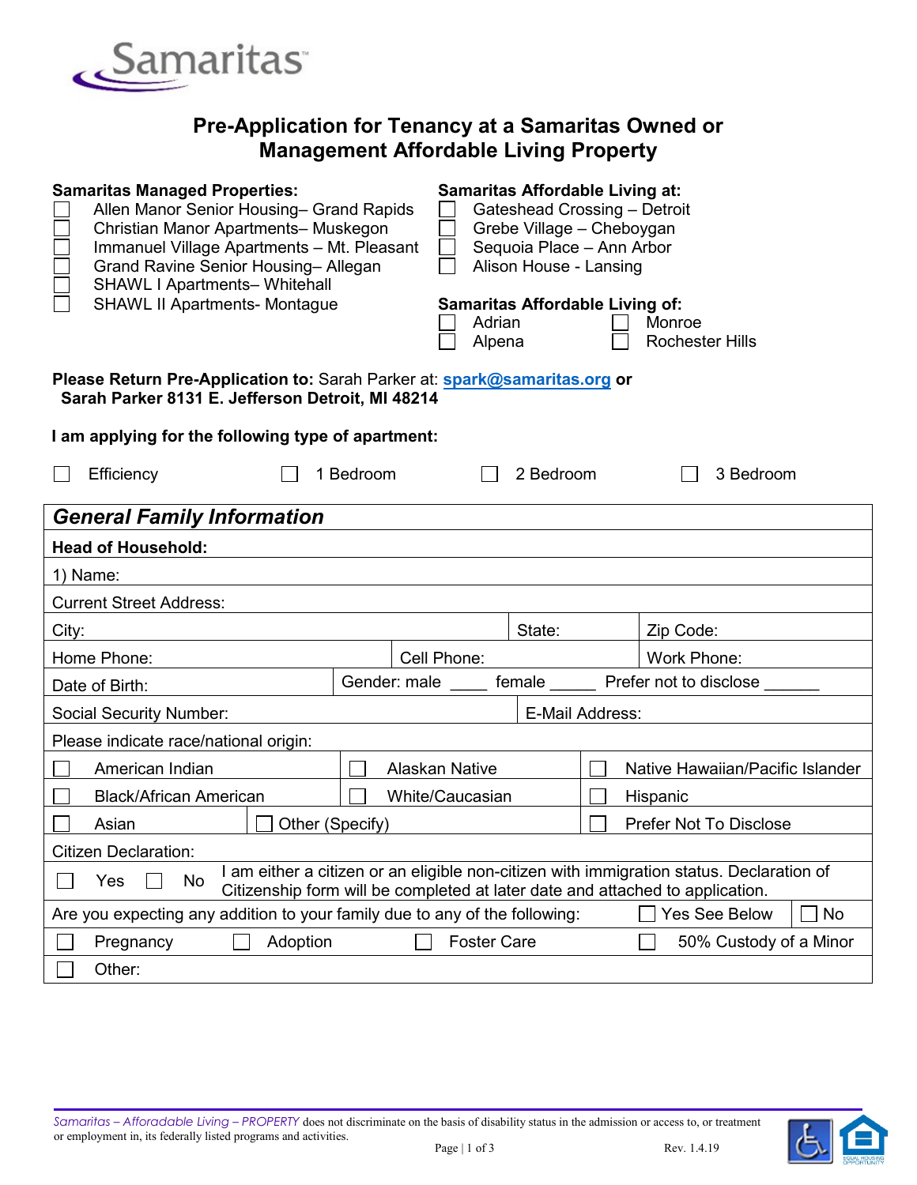Samaritas

# Pre-Application for Tenancy at a Samaritas Owned or Management Affordable Living Property

**Samaritas Managed Properties:**

- ☐ Allen Manor Senior Housing– Grand Rapids
- ☐ Christian Manor Apartments– Muskegon
- ☐ Immanuel Village Apartments – Mt. Pleasant
- ☐ Grand Ravine Senior Housing– Allegan
- ☐ SHAWL I Apartments– Whitehall
- ☐ SHAWL II Apartments- Montague

**Samaritas Affordable Living at:**

- ☐ Gateshead Crossing – Detroit
- ☐ Grebe Village – Cheboygan
- ☐ Sequoia Place – Ann Arbor
- ☐ Alison House - Lansing

**Samaritas Affordable Living of:**

- ☐ Adrian
- ☐ Alpena
- ☐ Monroe
- ☐ Rochester Hills

**Please Return Pre-Application to:** Sarah Parker at: spark@samaritas.org **or Sarah Parker 8131 E. Jefferson Detroit, MI 48214**

**I am applying for the following type of apartment:**

☐ Efficiency ☐ 1 Bedroom ☐ 2 Bedroom ☐ 3 Bedroom

| ***General Family Information*** | | |
|---|---|---|
| **Head of Household:** | | |
| 1) Name: | | |
| Current Street Address: | | |
| City: | State: | Zip Code: |
| Home Phone: | Cell Phone: | Work Phone: |
| Date of Birth: | Gender: male ____ female _____ Prefer not to disclose ______ | |
| Social Security Number: | E-Mail Address: | |
| Please indicate race/national origin: | | |
| ☐ American Indian | ☐ Alaskan Native | ☐ Native Hawaiian/Pacific Islander |
| ☐ Black/African American | ☐ White/Caucasian | ☐ Hispanic |
| ☐ Asian | ☐ Other (Specify) | ☐ Prefer Not To Disclose |
| Citizen Declaration: | | |
| ☐ Yes ☐ No | I am either a citizen or an eligible non-citizen with immigration status. Declaration of Citizenship form will be completed at later date and attached to application. | |
| Are you expecting any addition to your family due to any of the following: | ☐ Yes See Below | ☐ No |
| ☐ Pregnancy ☐ Adoption | ☐ Foster Care | ☐ 50% Custody of a Minor |
| ☐ Other: | | |

*Samaritas – Afforadable Living – PROPERTY* does not discriminate on the basis of disability status in the admission or access to, or treatment or employment in, its federally listed programs and activities.

Rev. 1.4.19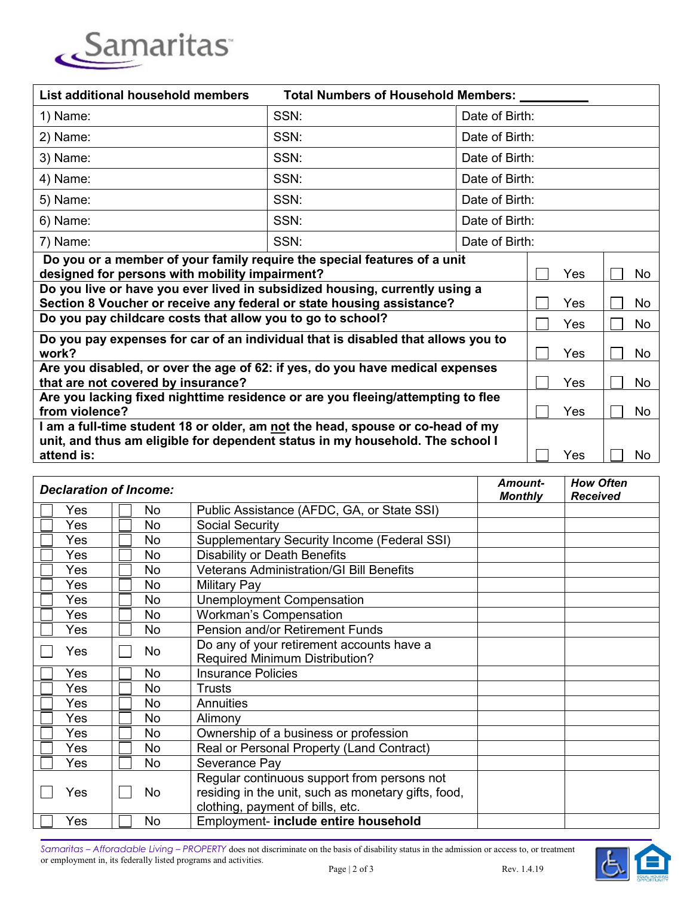Samaritas

| List additional household members | Total Numbers of Household Members: __________ | |
|---|---|---|
| 1) Name: | SSN: | Date of Birth: |
| 2) Name: | SSN: | Date of Birth: |
| 3) Name: | SSN: | Date of Birth: |
| 4) Name: | SSN: | Date of Birth: |
| 5) Name: | SSN: | Date of Birth: |
| 6) Name: | SSN: | Date of Birth: |
| 7) Name: | SSN: | Date of Birth: |

| Question | | |
|---|---|---|
| **Do you or a member of your family require the special features of a unit designed for persons with mobility impairment?** | ☐ Yes | ☐ No |
| **Do you live or have you ever lived in subsidized housing, currently using a Section 8 Voucher or receive any federal or state housing assistance?** | ☐ Yes | ☐ No |
| **Do you pay childcare costs that allow you to go to school?** | ☐ Yes | ☐ No |
| **Do you pay expenses for car of an individual that is disabled that allows you to work?** | ☐ Yes | ☐ No |
| **Are you disabled, or over the age of 62: if yes, do you have medical expenses that are not covered by insurance?** | ☐ Yes | ☐ No |
| **Are you lacking fixed nighttime residence or are you fleeing/attempting to flee from violence?** | ☐ Yes | ☐ No |
| **I am a full-time student 18 or older, am not the head, spouse or co-head of my unit, and thus am eligible for dependent status in my household. The school I attend is:** | ☐ Yes | ☐ No |

| ***Declaration of Income:*** | | | ***Amount-Monthly*** | ***How Often Received*** |
|---|---|---|---|---|
| ☐ Yes | ☐ No | Public Assistance (AFDC, GA, or State SSI) | | |
| ☐ Yes | ☐ No | Social Security | | |
| ☐ Yes | ☐ No | Supplementary Security Income (Federal SSI) | | |
| ☐ Yes | ☐ No | Disability or Death Benefits | | |
| ☐ Yes | ☐ No | Veterans Administration/GI Bill Benefits | | |
| ☐ Yes | ☐ No | Military Pay | | |
| ☐ Yes | ☐ No | Unemployment Compensation | | |
| ☐ Yes | ☐ No | Workman's Compensation | | |
| ☐ Yes | ☐ No | Pension and/or Retirement Funds | | |
| ☐ Yes | ☐ No | Do any of your retirement accounts have a Required Minimum Distribution? | | |
| ☐ Yes | ☐ No | Insurance Policies | | |
| ☐ Yes | ☐ No | Trusts | | |
| ☐ Yes | ☐ No | Annuities | | |
| ☐ Yes | ☐ No | Alimony | | |
| ☐ Yes | ☐ No | Ownership of a business or profession | | |
| ☐ Yes | ☐ No | Real or Personal Property (Land Contract) | | |
| ☐ Yes | ☐ No | Severance Pay | | |
| ☐ Yes | ☐ No | Regular continuous support from persons not residing in the unit, such as monetary gifts, food, clothing, payment of bills, etc. | | |
| ☐ Yes | ☐ No | Employment- **include entire household** | | |

*Samaritas – Afforadable Living – PROPERTY* does not discriminate on the basis of disability status in the admission or access to, or treatment or employment in, its federally listed programs and activities.

Rev. 1.4.19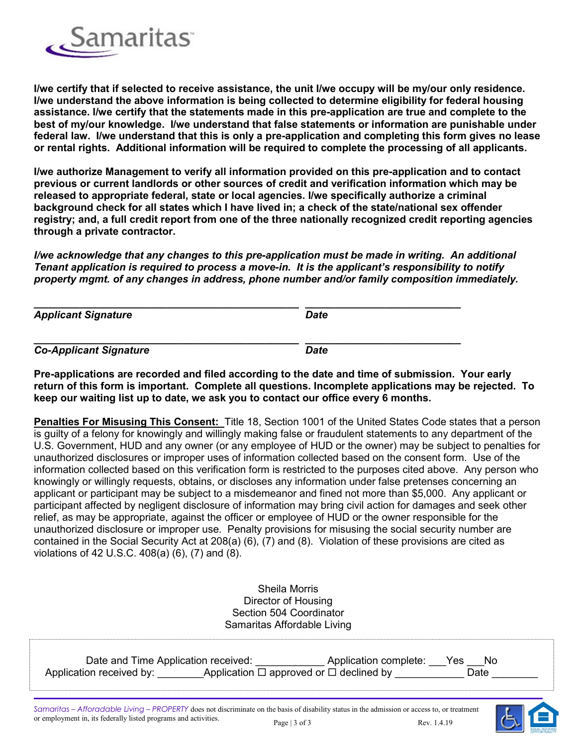**I/we certify that if selected to receive assistance, the unit I/we occupy will be my/our only residence. I/we understand the above information is being collected to determine eligibility for federal housing assistance. I/we certify that the statements made in this pre-application are true and complete to the best of my/our knowledge. I/we understand that false statements or information are punishable under federal law. I/we understand that this is only a pre-application and completing this form gives no lease or rental rights. Additional information will be required to complete the processing of all applicants.**

**I/we authorize Management to verify all information provided on this pre-application and to contact previous or current landlords or other sources of credit and verification information which may be released to appropriate federal, state or local agencies. I/we specifically authorize a criminal background check for all states which I have lived in; a check of the state/national sex offender registry; and, a full credit report from one of the three nationally recognized credit reporting agencies through a private contractor.**

***I/we acknowledge that any changes to this pre-application must be made in writing. An additional Tenant application is required to process a move-in. It is the applicant's responsibility to notify property mgmt. of any changes in address, phone number and/or family composition immediately.***

_______________________________________________ ___________________________

***Applicant Signature*** ***Date***

_______________________________________________ ___________________________

***Co-Applicant Signature*** ***Date***

**Pre-applications are recorded and filed according to the date and time of submission. Your early return of this form is important. Complete all questions. Incomplete applications may be rejected. To keep our waiting list up to date, we ask you to contact our office every 6 months.**

**Penalties For Misusing This Consent:** Title 18, Section 1001 of the United States Code states that a person is guilty of a felony for knowingly and willingly making false or fraudulent statements to any department of the U.S. Government, HUD and any owner (or any employee of HUD or the owner) may be subject to penalties for unauthorized disclosures or improper uses of information collected based on the consent form. Use of the information collected based on this verification form is restricted to the purposes cited above. Any person who knowingly or willingly requests, obtains, or discloses any information under false pretenses concerning an applicant or participant may be subject to a misdemeanor and fined not more than $5,000. Any applicant or participant affected by negligent disclosure of information may bring civil action for damages and seek other relief, as may be appropriate, against the officer or employee of HUD or the owner responsible for the unauthorized disclosure or improper use. Penalty provisions for misusing the social security number are contained in the Social Security Act at 208(a) (6), (7) and (8). Violation of these provisions are cited as violations of 42 U.S.C. 408(a) (6), (7) and (8).

Sheila Morris
Director of Housing
Section 504 Coordinator
Samaritas Affordable Living

Date and Time Application received: ____________ Application complete: ___Yes ___No
Application received by: ________Application ☐ approved or ☐ declined by ____________ Date ________

*Samaritas – Afforadable Living – PROPERTY* does not discriminate on the basis of disability status in the admission or access to, or treatment or employment in, its federally listed programs and activities.

Rev. 1.4.19